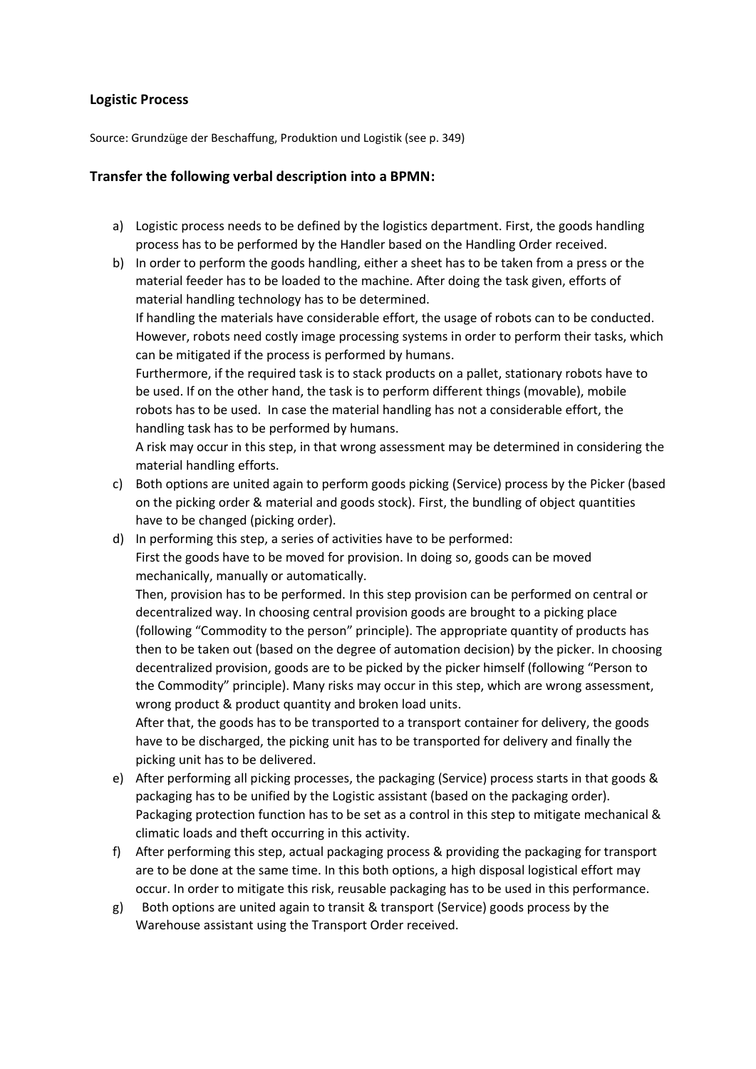## Logistic Process

Source: Grundzüge der Beschaffung, Produktion und Logistik (see p. 349)

### Transfer the following verbal description into a BPMN:

a) Logistic process needs to be defined by the logistics department. First, the goods handling process has to be performed by the Handler based on the Handling Order received.

b) In order to perform the goods handling, either a sheet has to be taken from a press or the material feeder has to be loaded to the machine. After doing the task given, efforts of material handling technology has to be determined.
If handling the materials have considerable effort, the usage of robots can to be conducted. However, robots need costly image processing systems in order to perform their tasks, which can be mitigated if the process is performed by humans.
Furthermore, if the required task is to stack products on a pallet, stationary robots have to be used. If on the other hand, the task is to perform different things (movable), mobile robots has to be used. In case the material handling has not a considerable effort, the handling task has to be performed by humans.
A risk may occur in this step, in that wrong assessment may be determined in considering the material handling efforts.

c) Both options are united again to perform goods picking (Service) process by the Picker (based on the picking order & material and goods stock). First, the bundling of object quantities have to be changed (picking order).

d) In performing this step, a series of activities have to be performed:
First the goods have to be moved for provision. In doing so, goods can be moved mechanically, manually or automatically.
Then, provision has to be performed. In this step provision can be performed on central or decentralized way. In choosing central provision goods are brought to a picking place (following "Commodity to the person" principle). The appropriate quantity of products has then to be taken out (based on the degree of automation decision) by the picker. In choosing decentralized provision, goods are to be picked by the picker himself (following "Person to the Commodity" principle). Many risks may occur in this step, which are wrong assessment, wrong product & product quantity and broken load units.
After that, the goods has to be transported to a transport container for delivery, the goods have to be discharged, the picking unit has to be transported for delivery and finally the picking unit has to be delivered.

e) After performing all picking processes, the packaging (Service) process starts in that goods & packaging has to be unified by the Logistic assistant (based on the packaging order). Packaging protection function has to be set as a control in this step to mitigate mechanical & climatic loads and theft occurring in this activity.

f) After performing this step, actual packaging process & providing the packaging for transport are to be done at the same time. In this both options, a high disposal logistical effort may occur. In order to mitigate this risk, reusable packaging has to be used in this performance.

g) Both options are united again to transit & transport (Service) goods process by the Warehouse assistant using the Transport Order received.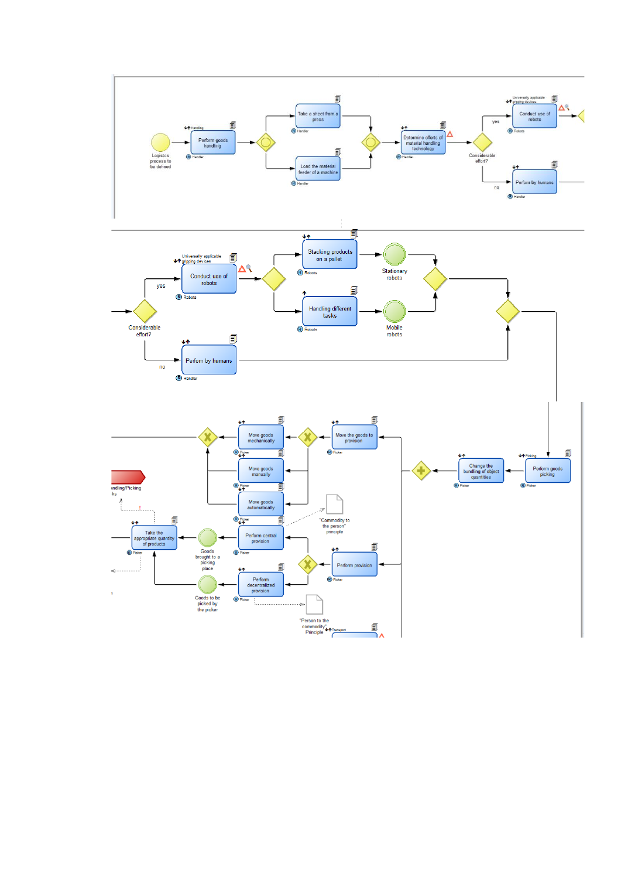Logistics process to be defined

Handling
Perform goods handling
Handler

Take a sheet from a press
Handler

Load the material feeder of a machine
Handler

Determine efforts of material handling technology
Handler

Considerable effort?

yes

Universally applicable gripping devices
Conduct use of robots
Robots

no

Perform by humans
Handler

Universally applicable gripping devices
Conduct use of robots
Robots

yes

Considerable effort?

no

Perform by humans
Handler

Stacking products on a pallet
Robots

Stationary robots

Handling different tasks
Robots

Mobile robots

Picking
Perform goods picking
Picker

Change the bundling of object quantities
Picker

Move the goods to provision
Picker

Move goods mechanically
Picker

Move goods manually
Picker

Move goods automatically
Picker

Perform central provision
Picker

"Commodity to the person" principle

Perform provision
Picker

Perform decentralized provision
Picker

"Person to the commodity" Principle

Transport

Goods brought to a picking place

Goods to be picked by the picker

Take the appropriate quantity of products
Picker

andling/Picking
ks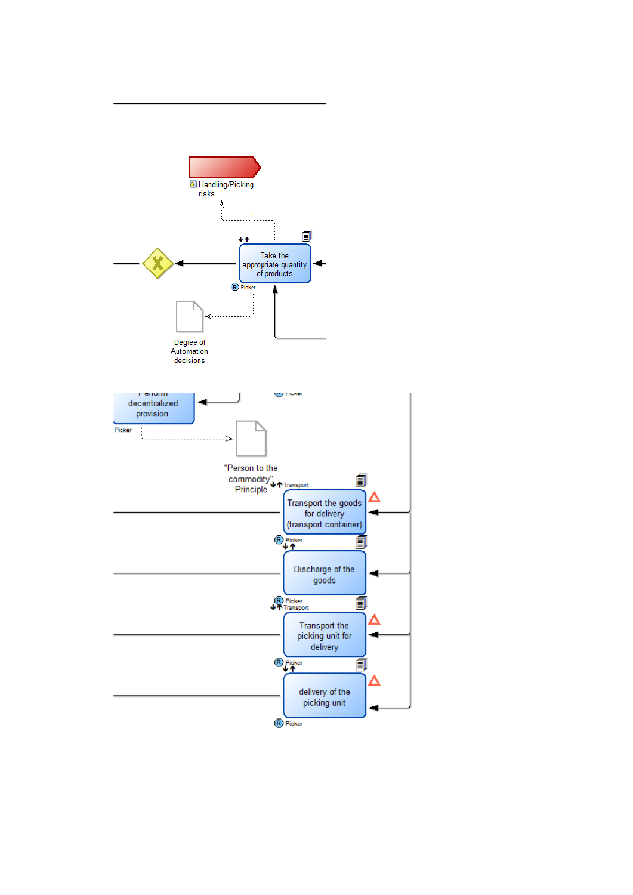Handling/Picking risks

Take the appropriate quantity of products

Picker

Degree of Automation decisions

Perform decentralized provision

Picker

"Person to the commodity" Principle

Transport

Transport the goods for delivery (transport container)

Picker

Discharge of the goods

Picker

Transport

Transport the picking unit for delivery

Picker

delivery of the picking unit

Picker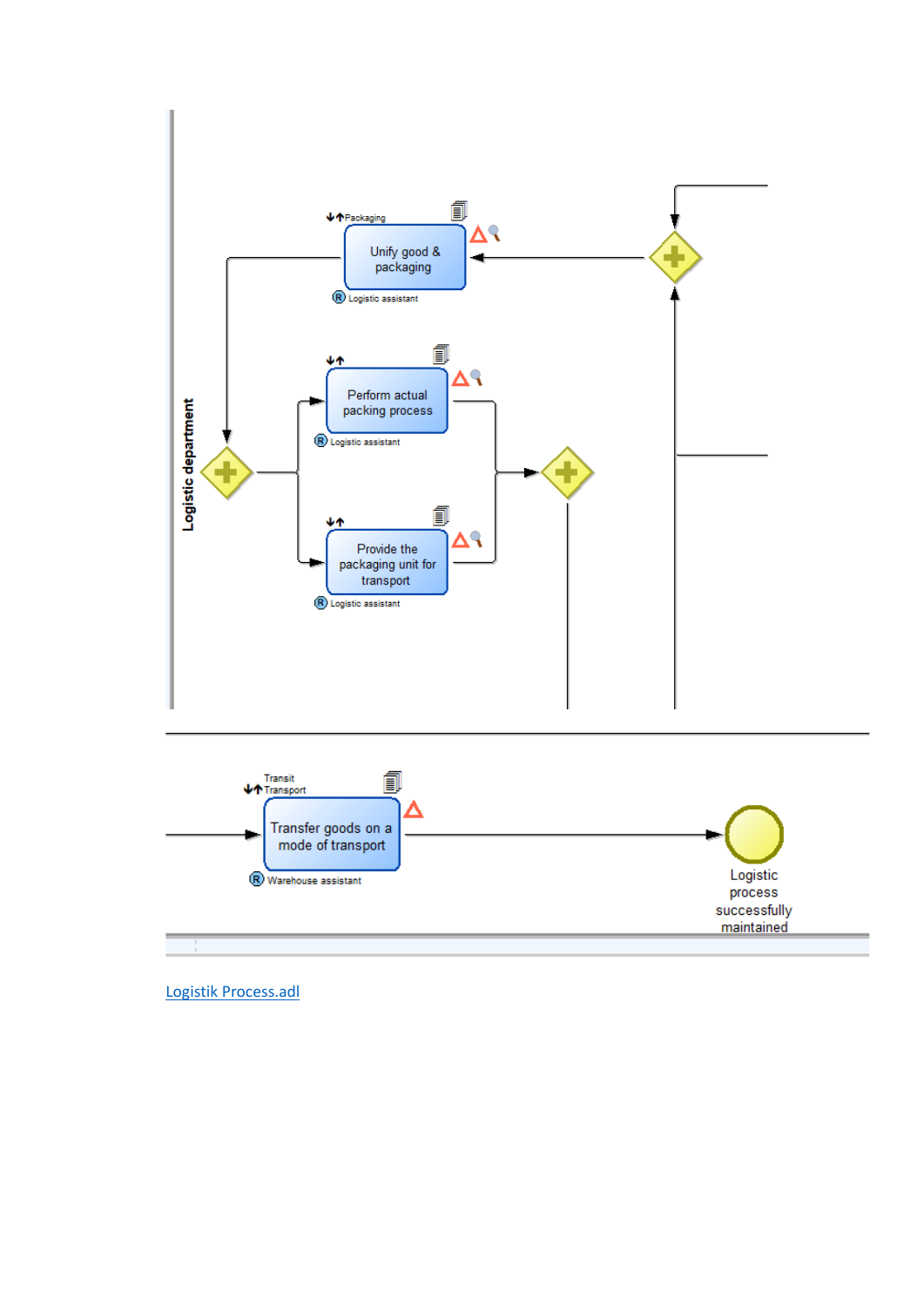Logistic department

Packaging

Unify good & packaging

Logistic assistant

Perform actual packing process

Logistic assistant

Provide the packaging unit for transport

Logistic assistant

Transit

Transport

Transfer goods on a mode of transport

Warehouse assistant

Logistic process successfully maintained

[Logistik Process.adl](Logistik Process.adl)